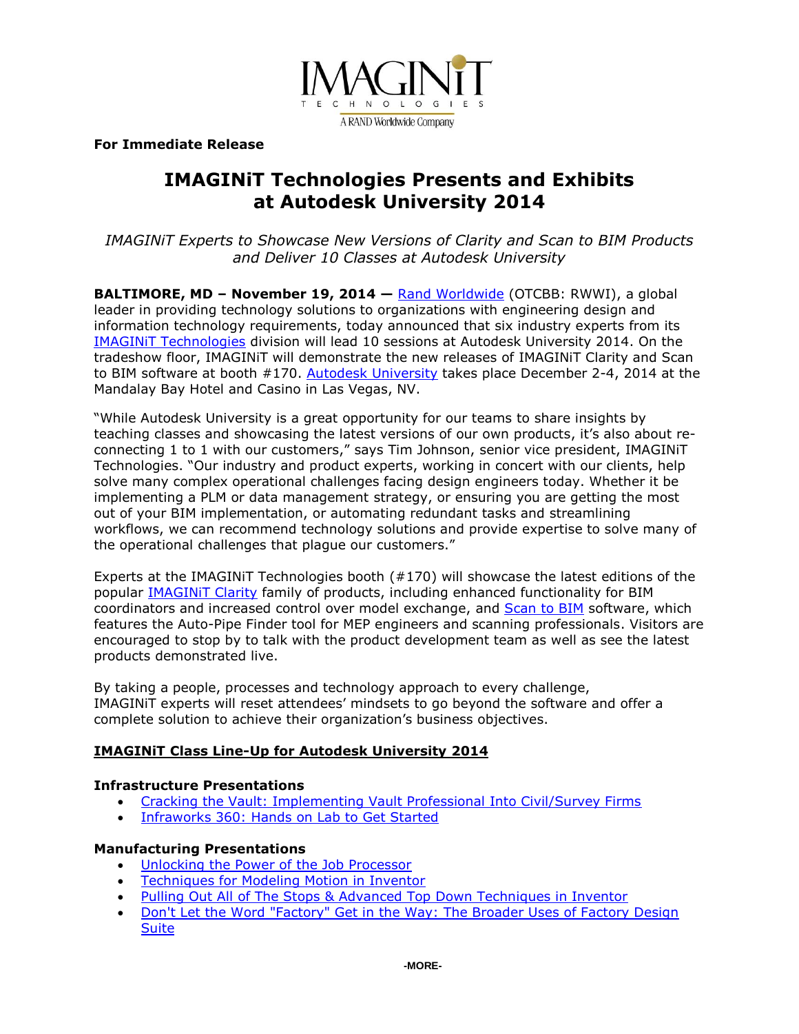IMAGINiT TECHNOLOGIES
A RAND Worldwide Company

**For Immediate Release**

# IMAGINiT Technologies Presents and Exhibits at Autodesk University 2014

*IMAGINiT Experts to Showcase New Versions of Clarity and Scan to BIM Products and Deliver 10 Classes at Autodesk University*

**BALTIMORE, MD – November 19, 2014 —** Rand Worldwide (OTCBB: RWWI), a global leader in providing technology solutions to organizations with engineering design and information technology requirements, today announced that six industry experts from its IMAGINiT Technologies division will lead 10 sessions at Autodesk University 2014. On the tradeshow floor, IMAGINiT will demonstrate the new releases of IMAGINiT Clarity and Scan to BIM software at booth #170. Autodesk University takes place December 2-4, 2014 at the Mandalay Bay Hotel and Casino in Las Vegas, NV.

"While Autodesk University is a great opportunity for our teams to share insights by teaching classes and showcasing the latest versions of our own products, it's also about re-connecting 1 to 1 with our customers," says Tim Johnson, senior vice president, IMAGINiT Technologies. "Our industry and product experts, working in concert with our clients, help solve many complex operational challenges facing design engineers today. Whether it be implementing a PLM or data management strategy, or ensuring you are getting the most out of your BIM implementation, or automating redundant tasks and streamlining workflows, we can recommend technology solutions and provide expertise to solve many of the operational challenges that plague our customers."

Experts at the IMAGINiT Technologies booth (#170) will showcase the latest editions of the popular IMAGINiT Clarity family of products, including enhanced functionality for BIM coordinators and increased control over model exchange, and Scan to BIM software, which features the Auto-Pipe Finder tool for MEP engineers and scanning professionals. Visitors are encouraged to stop by to talk with the product development team as well as see the latest products demonstrated live.

By taking a people, processes and technology approach to every challenge, IMAGINiT experts will reset attendees' mindsets to go beyond the software and offer a complete solution to achieve their organization's business objectives.

## IMAGINiT Class Line-Up for Autodesk University 2014

### Infrastructure Presentations

- Cracking the Vault: Implementing Vault Professional Into Civil/Survey Firms
- Infraworks 360: Hands on Lab to Get Started

### Manufacturing Presentations

- Unlocking the Power of the Job Processor
- Techniques for Modeling Motion in Inventor
- Pulling Out All of The Stops & Advanced Top Down Techniques in Inventor
- Don't Let the Word "Factory" Get in the Way: The Broader Uses of Factory Design Suite

-MORE-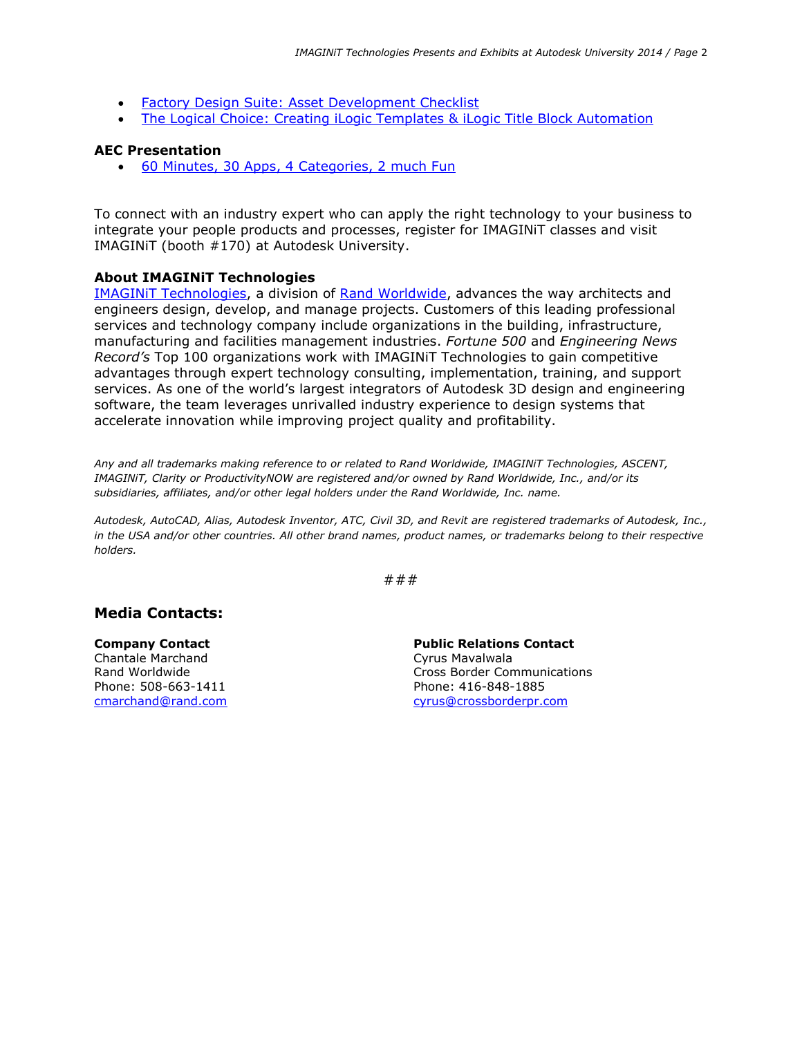- Factory Design Suite: Asset Development Checklist
- The Logical Choice: Creating iLogic Templates & iLogic Title Block Automation

**AEC Presentation**

- 60 Minutes, 30 Apps, 4 Categories, 2 much Fun

To connect with an industry expert who can apply the right technology to your business to integrate your people products and processes, register for IMAGINiT classes and visit IMAGINiT (booth #170) at Autodesk University.

**About IMAGINiT Technologies**

IMAGINiT Technologies, a division of Rand Worldwide, advances the way architects and engineers design, develop, and manage projects. Customers of this leading professional services and technology company include organizations in the building, infrastructure, manufacturing and facilities management industries. *Fortune 500* and *Engineering News Record's* Top 100 organizations work with IMAGINiT Technologies to gain competitive advantages through expert technology consulting, implementation, training, and support services. As one of the world's largest integrators of Autodesk 3D design and engineering software, the team leverages unrivalled industry experience to design systems that accelerate innovation while improving project quality and profitability.

*Any and all trademarks making reference to or related to Rand Worldwide, IMAGINiT Technologies, ASCENT, IMAGINiT, Clarity or ProductivityNOW are registered and/or owned by Rand Worldwide, Inc., and/or its subsidiaries, affiliates, and/or other legal holders under the Rand Worldwide, Inc. name.*

*Autodesk, AutoCAD, Alias, Autodesk Inventor, ATC, Civil 3D, and Revit are registered trademarks of Autodesk, Inc., in the USA and/or other countries. All other brand names, product names, or trademarks belong to their respective holders.*

###

## Media Contacts:

**Company Contact**
Chantale Marchand
Rand Worldwide
Phone: 508-663-1411
cmarchand@rand.com

**Public Relations Contact**
Cyrus Mavalwala
Cross Border Communications
Phone: 416-848-1885
cyrus@crossborderpr.com